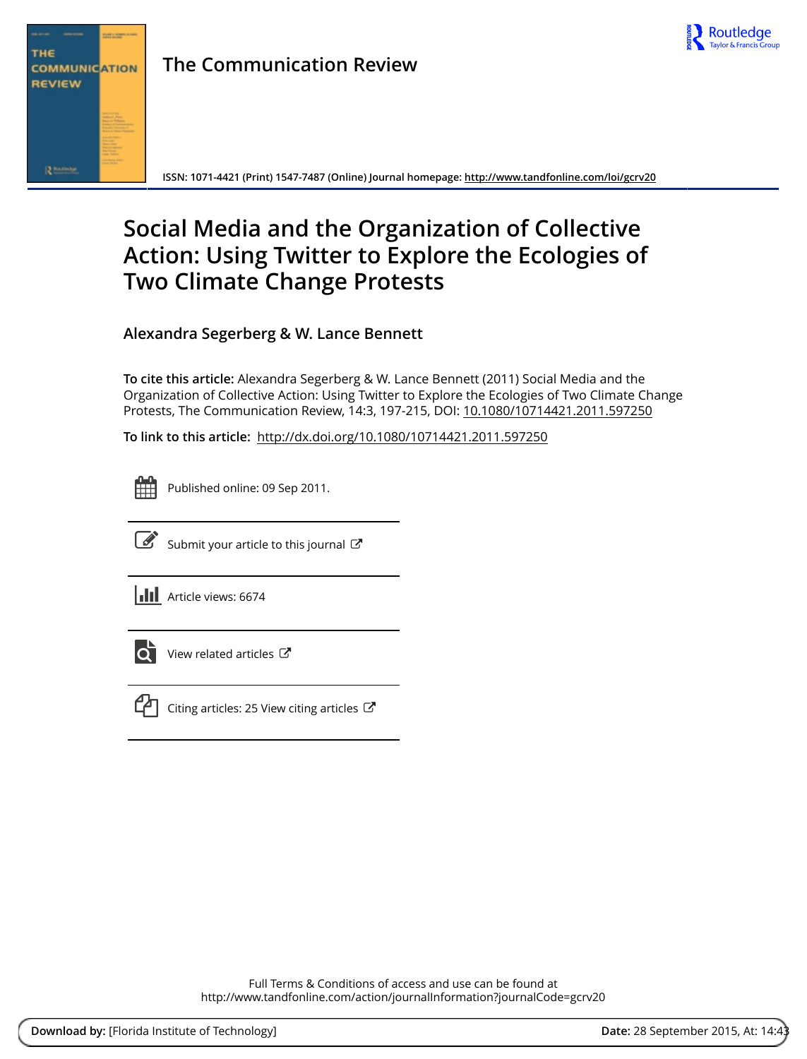The Communication Review

ISSN: 1071-4421 (Print) 1547-7487 (Online) Journal homepage: http://www.tandfonline.com/loi/gcrv20

# Social Media and the Organization of Collective Action: Using Twitter to Explore the Ecologies of Two Climate Change Protests

**Alexandra Segerberg & W. Lance Bennett**

**To cite this article:** Alexandra Segerberg & W. Lance Bennett (2011) Social Media and the Organization of Collective Action: Using Twitter to Explore the Ecologies of Two Climate Change Protests, The Communication Review, 14:3, 197-215, DOI: 10.1080/10714421.2011.597250

**To link to this article:** http://dx.doi.org/10.1080/10714421.2011.597250

Published online: 09 Sep 2011.

Submit your article to this journal

Article views: 6674

View related articles

Citing articles: 25 View citing articles

Full Terms & Conditions of access and use can be found at
http://www.tandfonline.com/action/journalInformation?journalCode=gcrv20

**Download by:** [Florida Institute of Technology] **Date:** 28 September 2015, At: 14:43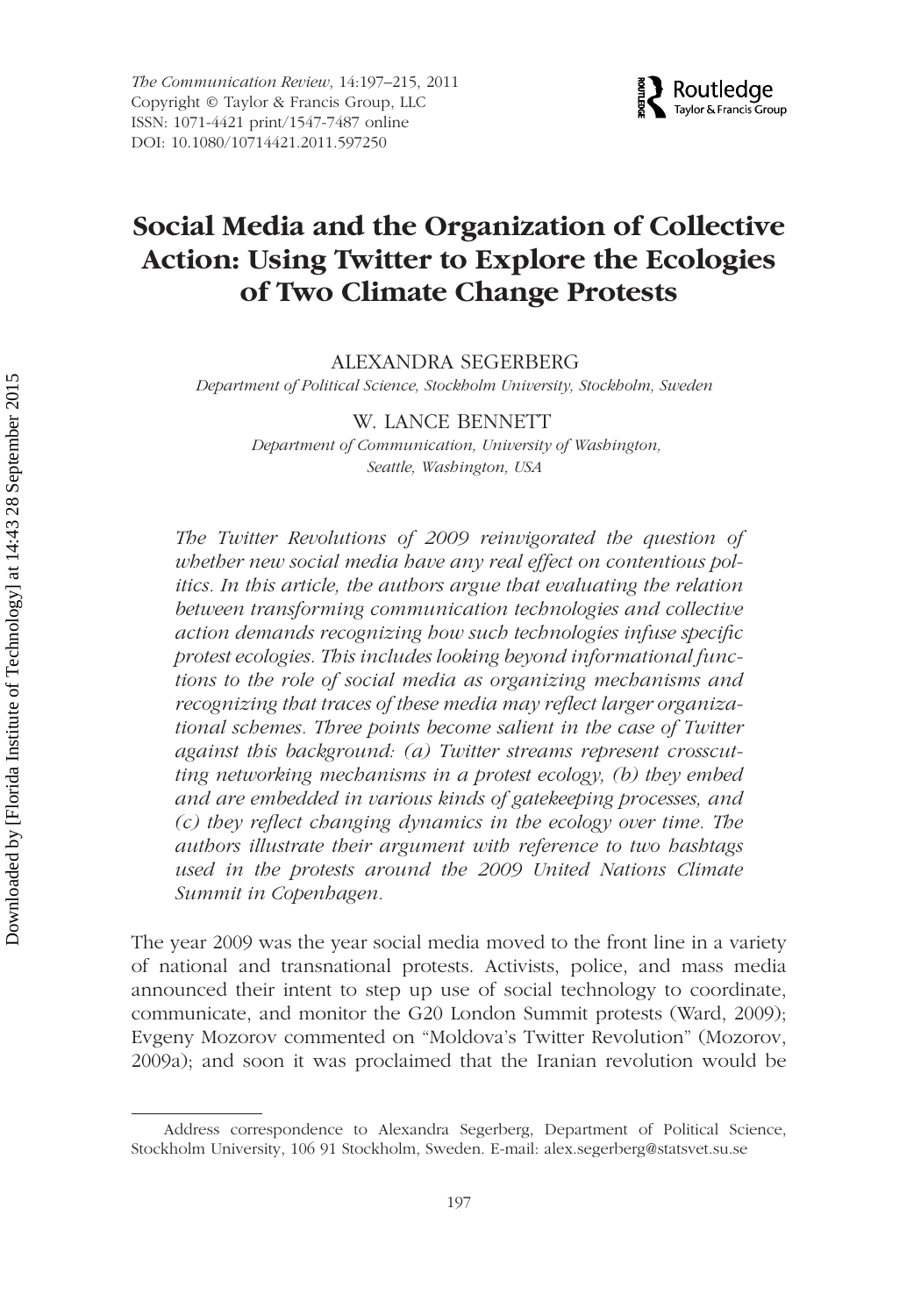# Social Media and the Organization of Collective Action: Using Twitter to Explore the Ecologies of Two Climate Change Protests

ALEXANDRA SEGERBERG

*Department of Political Science, Stockholm University, Stockholm, Sweden*

W. LANCE BENNETT

*Department of Communication, University of Washington, Seattle, Washington, USA*

*The Twitter Revolutions of 2009 reinvigorated the question of whether new social media have any real effect on contentious politics. In this article, the authors argue that evaluating the relation between transforming communication technologies and collective action demands recognizing how such technologies infuse specific protest ecologies. This includes looking beyond informational functions to the role of social media as organizing mechanisms and recognizing that traces of these media may reflect larger organizational schemes. Three points become salient in the case of Twitter against this background: (a) Twitter streams represent crosscutting networking mechanisms in a protest ecology, (b) they embed and are embedded in various kinds of gatekeeping processes, and (c) they reflect changing dynamics in the ecology over time. The authors illustrate their argument with reference to two hashtags used in the protests around the 2009 United Nations Climate Summit in Copenhagen.*

The year 2009 was the year social media moved to the front line in a variety of national and transnational protests. Activists, police, and mass media announced their intent to step up use of social technology to coordinate, communicate, and monitor the G20 London Summit protests (Ward, 2009); Evgeny Mozorov commented on "Moldova's Twitter Revolution" (Mozorov, 2009a); and soon it was proclaimed that the Iranian revolution would be

---

Address correspondence to Alexandra Segerberg, Department of Political Science, Stockholm University, 106 91 Stockholm, Sweden. E-mail: alex.segerberg@statsvet.su.se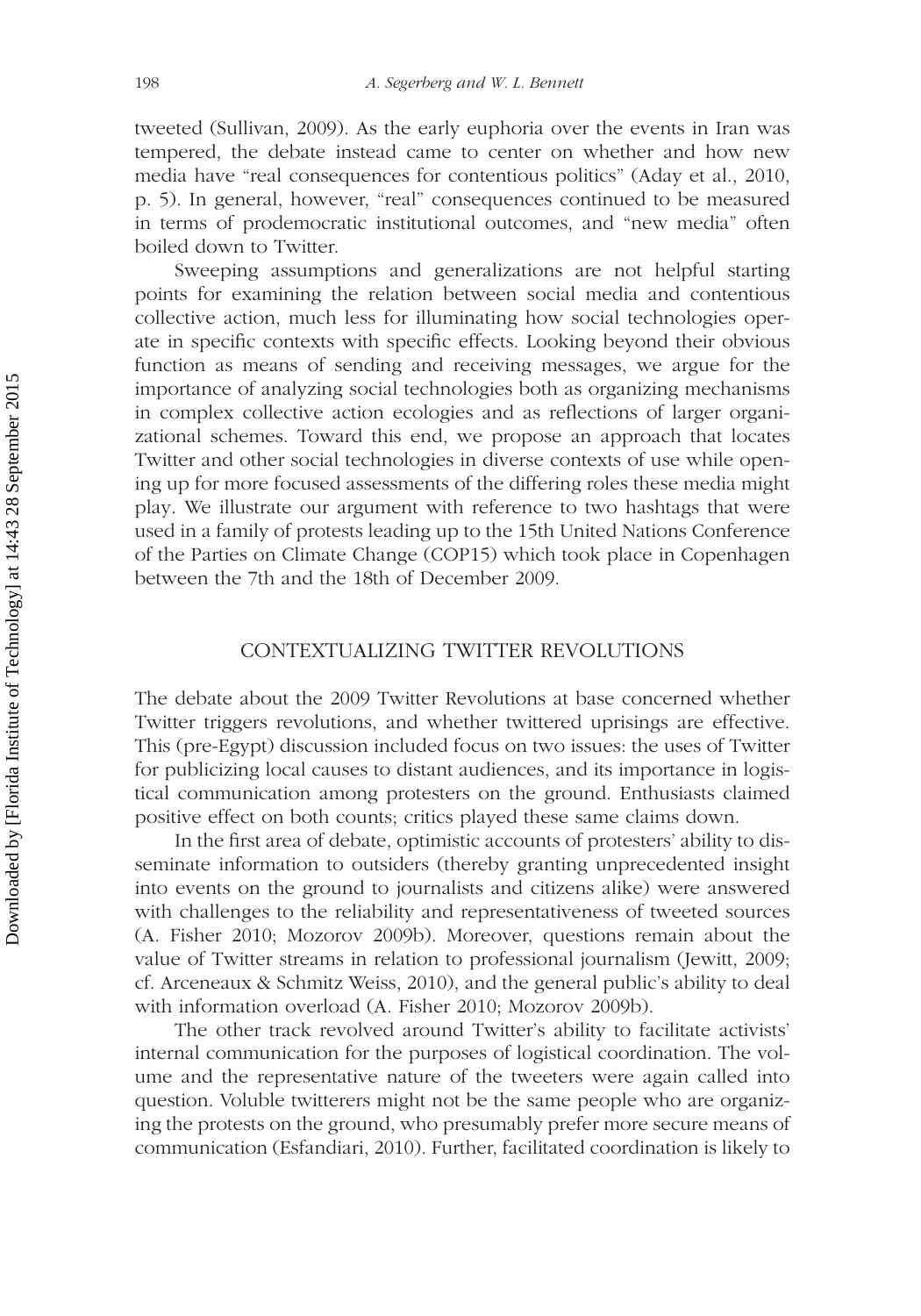tweeted (Sullivan, 2009). As the early euphoria over the events in Iran was tempered, the debate instead came to center on whether and how new media have "real consequences for contentious politics" (Aday et al., 2010, p. 5). In general, however, "real" consequences continued to be measured in terms of prodemocratic institutional outcomes, and "new media" often boiled down to Twitter.

Sweeping assumptions and generalizations are not helpful starting points for examining the relation between social media and contentious collective action, much less for illuminating how social technologies operate in specific contexts with specific effects. Looking beyond their obvious function as means of sending and receiving messages, we argue for the importance of analyzing social technologies both as organizing mechanisms in complex collective action ecologies and as reflections of larger organizational schemes. Toward this end, we propose an approach that locates Twitter and other social technologies in diverse contexts of use while opening up for more focused assessments of the differing roles these media might play. We illustrate our argument with reference to two hashtags that were used in a family of protests leading up to the 15th United Nations Conference of the Parties on Climate Change (COP15) which took place in Copenhagen between the 7th and the 18th of December 2009.

## CONTEXTUALIZING TWITTER REVOLUTIONS

The debate about the 2009 Twitter Revolutions at base concerned whether Twitter triggers revolutions, and whether twittered uprisings are effective. This (pre-Egypt) discussion included focus on two issues: the uses of Twitter for publicizing local causes to distant audiences, and its importance in logistical communication among protesters on the ground. Enthusiasts claimed positive effect on both counts; critics played these same claims down.

In the first area of debate, optimistic accounts of protesters' ability to disseminate information to outsiders (thereby granting unprecedented insight into events on the ground to journalists and citizens alike) were answered with challenges to the reliability and representativeness of tweeted sources (A. Fisher 2010; Mozorov 2009b). Moreover, questions remain about the value of Twitter streams in relation to professional journalism (Jewitt, 2009; cf. Arceneaux & Schmitz Weiss, 2010), and the general public's ability to deal with information overload (A. Fisher 2010; Mozorov 2009b).

The other track revolved around Twitter's ability to facilitate activists' internal communication for the purposes of logistical coordination. The volume and the representative nature of the tweeters were again called into question. Voluble twitterers might not be the same people who are organizing the protests on the ground, who presumably prefer more secure means of communication (Esfandiari, 2010). Further, facilitated coordination is likely to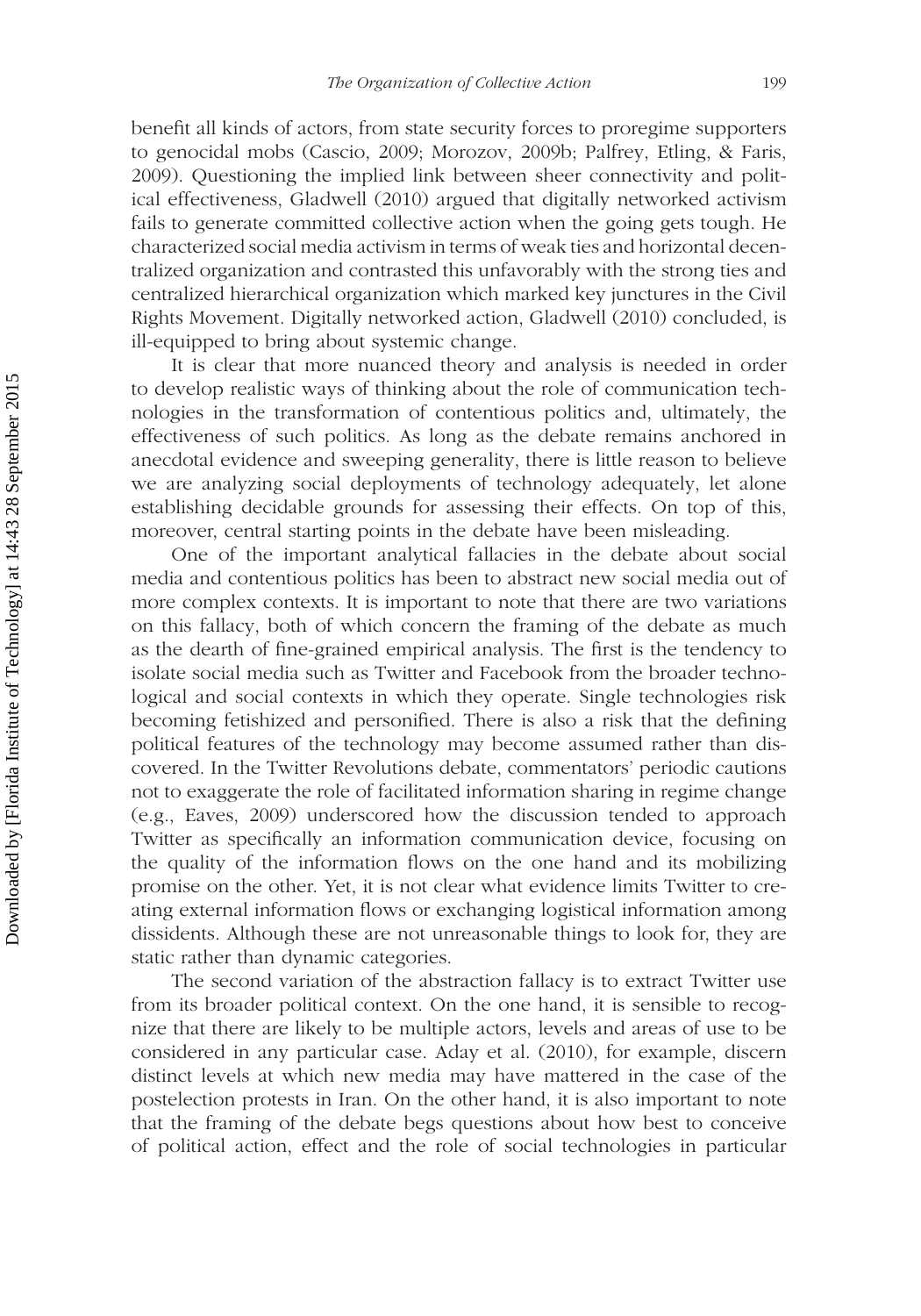benefit all kinds of actors, from state security forces to proregime supporters to genocidal mobs (Cascio, 2009; Morozov, 2009b; Palfrey, Etling, & Faris, 2009). Questioning the implied link between sheer connectivity and political effectiveness, Gladwell (2010) argued that digitally networked activism fails to generate committed collective action when the going gets tough. He characterized social media activism in terms of weak ties and horizontal decentralized organization and contrasted this unfavorably with the strong ties and centralized hierarchical organization which marked key junctures in the Civil Rights Movement. Digitally networked action, Gladwell (2010) concluded, is ill-equipped to bring about systemic change.

It is clear that more nuanced theory and analysis is needed in order to develop realistic ways of thinking about the role of communication technologies in the transformation of contentious politics and, ultimately, the effectiveness of such politics. As long as the debate remains anchored in anecdotal evidence and sweeping generality, there is little reason to believe we are analyzing social deployments of technology adequately, let alone establishing decidable grounds for assessing their effects. On top of this, moreover, central starting points in the debate have been misleading.

One of the important analytical fallacies in the debate about social media and contentious politics has been to abstract new social media out of more complex contexts. It is important to note that there are two variations on this fallacy, both of which concern the framing of the debate as much as the dearth of fine-grained empirical analysis. The first is the tendency to isolate social media such as Twitter and Facebook from the broader technological and social contexts in which they operate. Single technologies risk becoming fetishized and personified. There is also a risk that the defining political features of the technology may become assumed rather than discovered. In the Twitter Revolutions debate, commentators' periodic cautions not to exaggerate the role of facilitated information sharing in regime change (e.g., Eaves, 2009) underscored how the discussion tended to approach Twitter as specifically an information communication device, focusing on the quality of the information flows on the one hand and its mobilizing promise on the other. Yet, it is not clear what evidence limits Twitter to creating external information flows or exchanging logistical information among dissidents. Although these are not unreasonable things to look for, they are static rather than dynamic categories.

The second variation of the abstraction fallacy is to extract Twitter use from its broader political context. On the one hand, it is sensible to recognize that there are likely to be multiple actors, levels and areas of use to be considered in any particular case. Aday et al. (2010), for example, discern distinct levels at which new media may have mattered in the case of the postelection protests in Iran. On the other hand, it is also important to note that the framing of the debate begs questions about how best to conceive of political action, effect and the role of social technologies in particular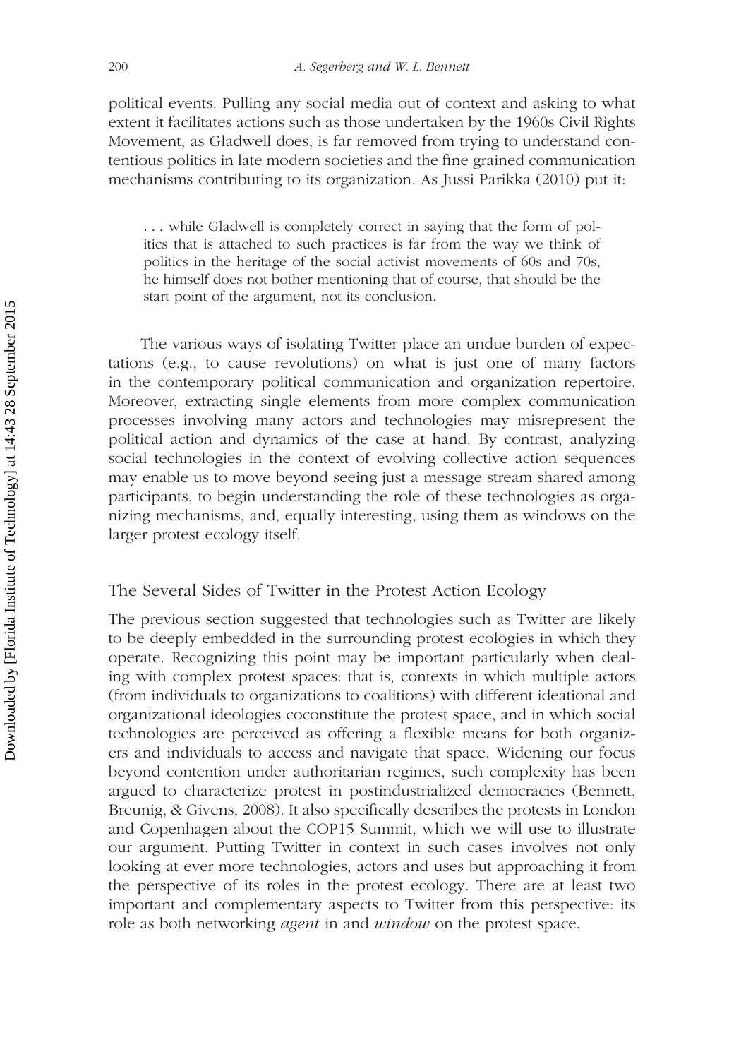political events. Pulling any social media out of context and asking to what extent it facilitates actions such as those undertaken by the 1960s Civil Rights Movement, as Gladwell does, is far removed from trying to understand contentious politics in late modern societies and the fine grained communication mechanisms contributing to its organization. As Jussi Parikka (2010) put it:

> . . . while Gladwell is completely correct in saying that the form of politics that is attached to such practices is far from the way we think of politics in the heritage of the social activist movements of 60s and 70s, he himself does not bother mentioning that of course, that should be the start point of the argument, not its conclusion.

The various ways of isolating Twitter place an undue burden of expectations (e.g., to cause revolutions) on what is just one of many factors in the contemporary political communication and organization repertoire. Moreover, extracting single elements from more complex communication processes involving many actors and technologies may misrepresent the political action and dynamics of the case at hand. By contrast, analyzing social technologies in the context of evolving collective action sequences may enable us to move beyond seeing just a message stream shared among participants, to begin understanding the role of these technologies as organizing mechanisms, and, equally interesting, using them as windows on the larger protest ecology itself.

## The Several Sides of Twitter in the Protest Action Ecology

The previous section suggested that technologies such as Twitter are likely to be deeply embedded in the surrounding protest ecologies in which they operate. Recognizing this point may be important particularly when dealing with complex protest spaces: that is, contexts in which multiple actors (from individuals to organizations to coalitions) with different ideational and organizational ideologies coconstitute the protest space, and in which social technologies are perceived as offering a flexible means for both organizers and individuals to access and navigate that space. Widening our focus beyond contention under authoritarian regimes, such complexity has been argued to characterize protest in postindustrialized democracies (Bennett, Breunig, & Givens, 2008). It also specifically describes the protests in London and Copenhagen about the COP15 Summit, which we will use to illustrate our argument. Putting Twitter in context in such cases involves not only looking at ever more technologies, actors and uses but approaching it from the perspective of its roles in the protest ecology. There are at least two important and complementary aspects to Twitter from this perspective: its role as both networking *agent* in and *window* on the protest space.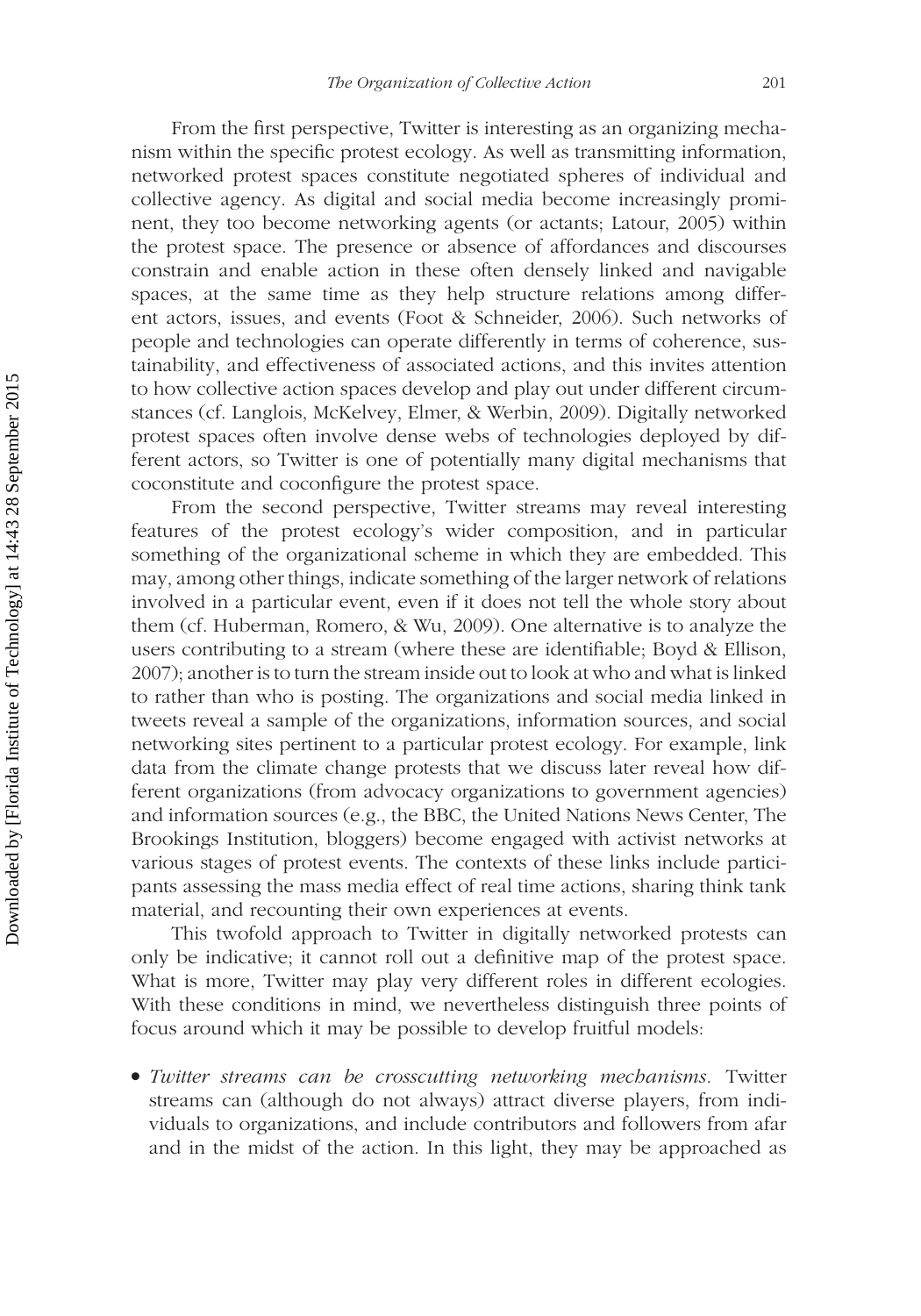From the first perspective, Twitter is interesting as an organizing mechanism within the specific protest ecology. As well as transmitting information, networked protest spaces constitute negotiated spheres of individual and collective agency. As digital and social media become increasingly prominent, they too become networking agents (or actants; Latour, 2005) within the protest space. The presence or absence of affordances and discourses constrain and enable action in these often densely linked and navigable spaces, at the same time as they help structure relations among different actors, issues, and events (Foot & Schneider, 2006). Such networks of people and technologies can operate differently in terms of coherence, sustainability, and effectiveness of associated actions, and this invites attention to how collective action spaces develop and play out under different circumstances (cf. Langlois, McKelvey, Elmer, & Werbin, 2009). Digitally networked protest spaces often involve dense webs of technologies deployed by different actors, so Twitter is one of potentially many digital mechanisms that coconstitute and coconfigure the protest space.

From the second perspective, Twitter streams may reveal interesting features of the protest ecology's wider composition, and in particular something of the organizational scheme in which they are embedded. This may, among other things, indicate something of the larger network of relations involved in a particular event, even if it does not tell the whole story about them (cf. Huberman, Romero, & Wu, 2009). One alternative is to analyze the users contributing to a stream (where these are identifiable; Boyd & Ellison, 2007); another is to turn the stream inside out to look at who and what is linked to rather than who is posting. The organizations and social media linked in tweets reveal a sample of the organizations, information sources, and social networking sites pertinent to a particular protest ecology. For example, link data from the climate change protests that we discuss later reveal how different organizations (from advocacy organizations to government agencies) and information sources (e.g., the BBC, the United Nations News Center, The Brookings Institution, bloggers) become engaged with activist networks at various stages of protest events. The contexts of these links include participants assessing the mass media effect of real time actions, sharing think tank material, and recounting their own experiences at events.

This twofold approach to Twitter in digitally networked protests can only be indicative; it cannot roll out a definitive map of the protest space. What is more, Twitter may play very different roles in different ecologies. With these conditions in mind, we nevertheless distinguish three points of focus around which it may be possible to develop fruitful models:

- *Twitter streams can be crosscutting networking mechanisms.* Twitter streams can (although do not always) attract diverse players, from individuals to organizations, and include contributors and followers from afar and in the midst of the action. In this light, they may be approached as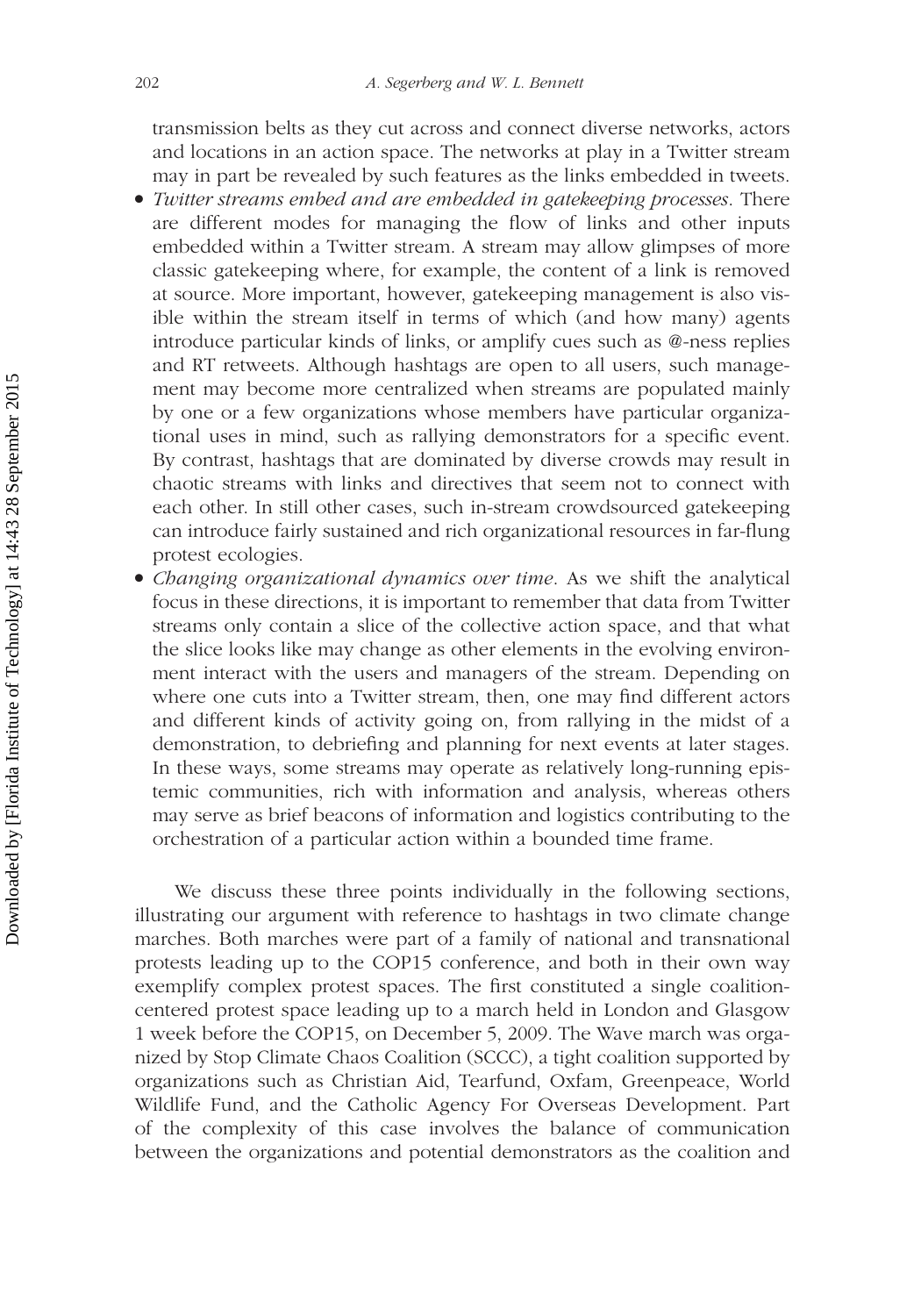transmission belts as they cut across and connect diverse networks, actors and locations in an action space. The networks at play in a Twitter stream may in part be revealed by such features as the links embedded in tweets.

- *Twitter streams embed and are embedded in gatekeeping processes*. There are different modes for managing the flow of links and other inputs embedded within a Twitter stream. A stream may allow glimpses of more classic gatekeeping where, for example, the content of a link is removed at source. More important, however, gatekeeping management is also visible within the stream itself in terms of which (and how many) agents introduce particular kinds of links, or amplify cues such as @-ness replies and RT retweets. Although hashtags are open to all users, such management may become more centralized when streams are populated mainly by one or a few organizations whose members have particular organizational uses in mind, such as rallying demonstrators for a specific event. By contrast, hashtags that are dominated by diverse crowds may result in chaotic streams with links and directives that seem not to connect with each other. In still other cases, such in-stream crowdsourced gatekeeping can introduce fairly sustained and rich organizational resources in far-flung protest ecologies.
- *Changing organizational dynamics over time*. As we shift the analytical focus in these directions, it is important to remember that data from Twitter streams only contain a slice of the collective action space, and that what the slice looks like may change as other elements in the evolving environment interact with the users and managers of the stream. Depending on where one cuts into a Twitter stream, then, one may find different actors and different kinds of activity going on, from rallying in the midst of a demonstration, to debriefing and planning for next events at later stages. In these ways, some streams may operate as relatively long-running epistemic communities, rich with information and analysis, whereas others may serve as brief beacons of information and logistics contributing to the orchestration of a particular action within a bounded time frame.

We discuss these three points individually in the following sections, illustrating our argument with reference to hashtags in two climate change marches. Both marches were part of a family of national and transnational protests leading up to the COP15 conference, and both in their own way exemplify complex protest spaces. The first constituted a single coalition-centered protest space leading up to a march held in London and Glasgow 1 week before the COP15, on December 5, 2009. The Wave march was organized by Stop Climate Chaos Coalition (SCCC), a tight coalition supported by organizations such as Christian Aid, Tearfund, Oxfam, Greenpeace, World Wildlife Fund, and the Catholic Agency For Overseas Development. Part of the complexity of this case involves the balance of communication between the organizations and potential demonstrators as the coalition and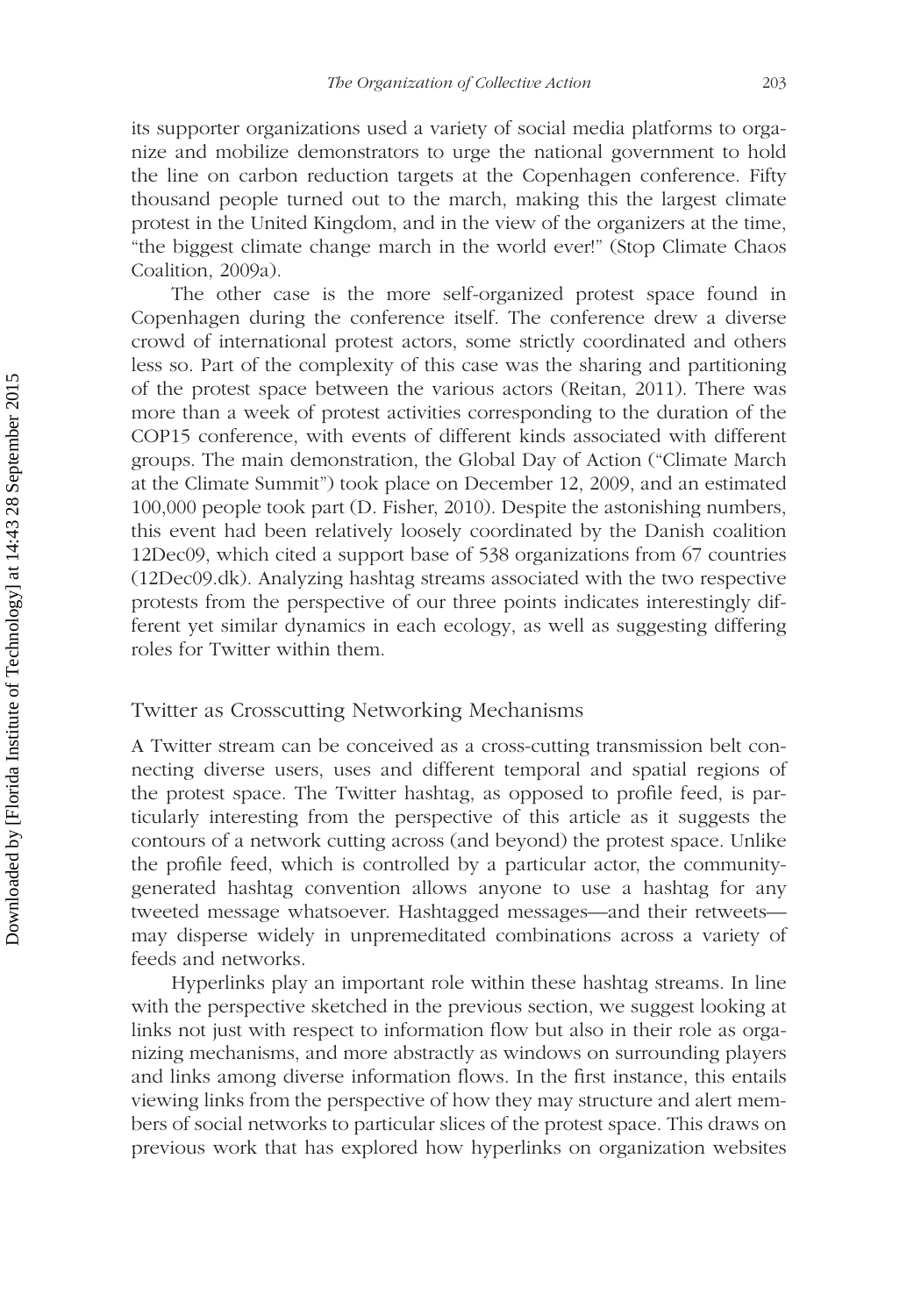its supporter organizations used a variety of social media platforms to organize and mobilize demonstrators to urge the national government to hold the line on carbon reduction targets at the Copenhagen conference. Fifty thousand people turned out to the march, making this the largest climate protest in the United Kingdom, and in the view of the organizers at the time, "the biggest climate change march in the world ever!" (Stop Climate Chaos Coalition, 2009a).

The other case is the more self-organized protest space found in Copenhagen during the conference itself. The conference drew a diverse crowd of international protest actors, some strictly coordinated and others less so. Part of the complexity of this case was the sharing and partitioning of the protest space between the various actors (Reitan, 2011). There was more than a week of protest activities corresponding to the duration of the COP15 conference, with events of different kinds associated with different groups. The main demonstration, the Global Day of Action ("Climate March at the Climate Summit") took place on December 12, 2009, and an estimated 100,000 people took part (D. Fisher, 2010). Despite the astonishing numbers, this event had been relatively loosely coordinated by the Danish coalition 12Dec09, which cited a support base of 538 organizations from 67 countries (12Dec09.dk). Analyzing hashtag streams associated with the two respective protests from the perspective of our three points indicates interestingly different yet similar dynamics in each ecology, as well as suggesting differing roles for Twitter within them.

## Twitter as Crosscutting Networking Mechanisms

A Twitter stream can be conceived as a cross-cutting transmission belt connecting diverse users, uses and different temporal and spatial regions of the protest space. The Twitter hashtag, as opposed to profile feed, is particularly interesting from the perspective of this article as it suggests the contours of a network cutting across (and beyond) the protest space. Unlike the profile feed, which is controlled by a particular actor, the community-generated hashtag convention allows anyone to use a hashtag for any tweeted message whatsoever. Hashtagged messages—and their retweets—may disperse widely in unpremeditated combinations across a variety of feeds and networks.

Hyperlinks play an important role within these hashtag streams. In line with the perspective sketched in the previous section, we suggest looking at links not just with respect to information flow but also in their role as organizing mechanisms, and more abstractly as windows on surrounding players and links among diverse information flows. In the first instance, this entails viewing links from the perspective of how they may structure and alert members of social networks to particular slices of the protest space. This draws on previous work that has explored how hyperlinks on organization websites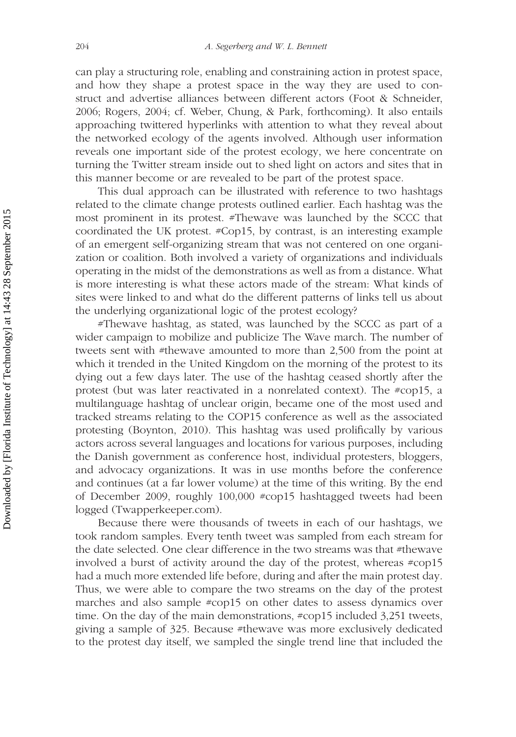can play a structuring role, enabling and constraining action in protest space, and how they shape a protest space in the way they are used to construct and advertise alliances between different actors (Foot & Schneider, 2006; Rogers, 2004; cf. Weber, Chung, & Park, forthcoming). It also entails approaching twittered hyperlinks with attention to what they reveal about the networked ecology of the agents involved. Although user information reveals one important side of the protest ecology, we here concentrate on turning the Twitter stream inside out to shed light on actors and sites that in this manner become or are revealed to be part of the protest space.

This dual approach can be illustrated with reference to two hashtags related to the climate change protests outlined earlier. Each hashtag was the most prominent in its protest. #Thewave was launched by the SCCC that coordinated the UK protest. #Cop15, by contrast, is an interesting example of an emergent self-organizing stream that was not centered on one organization or coalition. Both involved a variety of organizations and individuals operating in the midst of the demonstrations as well as from a distance. What is more interesting is what these actors made of the stream: What kinds of sites were linked to and what do the different patterns of links tell us about the underlying organizational logic of the protest ecology?

#Thewave hashtag, as stated, was launched by the SCCC as part of a wider campaign to mobilize and publicize The Wave march. The number of tweets sent with #thewave amounted to more than 2,500 from the point at which it trended in the United Kingdom on the morning of the protest to its dying out a few days later. The use of the hashtag ceased shortly after the protest (but was later reactivated in a nonrelated context). The #cop15, a multilanguage hashtag of unclear origin, became one of the most used and tracked streams relating to the COP15 conference as well as the associated protesting (Boynton, 2010). This hashtag was used prolifically by various actors across several languages and locations for various purposes, including the Danish government as conference host, individual protesters, bloggers, and advocacy organizations. It was in use months before the conference and continues (at a far lower volume) at the time of this writing. By the end of December 2009, roughly 100,000 #cop15 hashtagged tweets had been logged (Twapperkeeper.com).

Because there were thousands of tweets in each of our hashtags, we took random samples. Every tenth tweet was sampled from each stream for the date selected. One clear difference in the two streams was that #thewave involved a burst of activity around the day of the protest, whereas #cop15 had a much more extended life before, during and after the main protest day. Thus, we were able to compare the two streams on the day of the protest marches and also sample #cop15 on other dates to assess dynamics over time. On the day of the main demonstrations, #cop15 included 3,251 tweets, giving a sample of 325. Because #thewave was more exclusively dedicated to the protest day itself, we sampled the single trend line that included the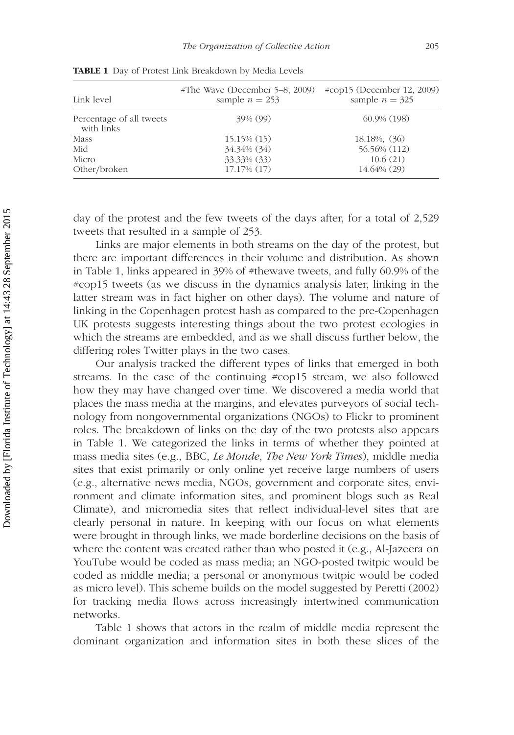**TABLE 1** Day of Protest Link Breakdown by Media Levels

| Link level | #The Wave (December 5–8, 2009) sample $n = 253$ | #cop15 (December 12, 2009) sample $n = 325$ |
|---|---|---|
| Percentage of all tweets with links | 39% (99) | 60.9% (198) |
| Mass | 15.15% (15) | 18.18%, (36) |
| Mid | 34.34% (34) | 56.56% (112) |
| Micro | 33.33% (33) | 10.6 (21) |
| Other/broken | 17.17% (17) | 14.64% (29) |

day of the protest and the few tweets of the days after, for a total of 2,529 tweets that resulted in a sample of 253.

Links are major elements in both streams on the day of the protest, but there are important differences in their volume and distribution. As shown in Table 1, links appeared in 39% of #thewave tweets, and fully 60.9% of the #cop15 tweets (as we discuss in the dynamics analysis later, linking in the latter stream was in fact higher on other days). The volume and nature of linking in the Copenhagen protest hash as compared to the pre-Copenhagen UK protests suggests interesting things about the two protest ecologies in which the streams are embedded, and as we shall discuss further below, the differing roles Twitter plays in the two cases.

Our analysis tracked the different types of links that emerged in both streams. In the case of the continuing #cop15 stream, we also followed how they may have changed over time. We discovered a media world that places the mass media at the margins, and elevates purveyors of social technology from nongovernmental organizations (NGOs) to Flickr to prominent roles. The breakdown of links on the day of the two protests also appears in Table 1. We categorized the links in terms of whether they pointed at mass media sites (e.g., BBC, *Le Monde*, *The New York Times*), middle media sites that exist primarily or only online yet receive large numbers of users (e.g., alternative news media, NGOs, government and corporate sites, environment and climate information sites, and prominent blogs such as Real Climate), and micromedia sites that reflect individual-level sites that are clearly personal in nature. In keeping with our focus on what elements were brought in through links, we made borderline decisions on the basis of where the content was created rather than who posted it (e.g., Al-Jazeera on YouTube would be coded as mass media; an NGO-posted twitpic would be coded as middle media; a personal or anonymous twitpic would be coded as micro level). This scheme builds on the model suggested by Peretti (2002) for tracking media flows across increasingly intertwined communication networks.

Table 1 shows that actors in the realm of middle media represent the dominant organization and information sites in both these slices of the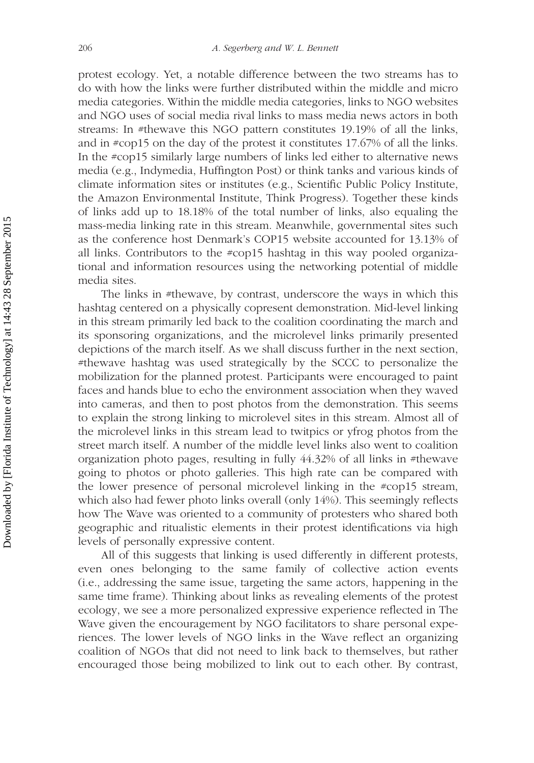protest ecology. Yet, a notable difference between the two streams has to do with how the links were further distributed within the middle and micro media categories. Within the middle media categories, links to NGO websites and NGO uses of social media rival links to mass media news actors in both streams: In #thewave this NGO pattern constitutes 19.19% of all the links, and in #cop15 on the day of the protest it constitutes 17.67% of all the links. In the #cop15 similarly large numbers of links led either to alternative news media (e.g., Indymedia, Huffington Post) or think tanks and various kinds of climate information sites or institutes (e.g., Scientific Public Policy Institute, the Amazon Environmental Institute, Think Progress). Together these kinds of links add up to 18.18% of the total number of links, also equaling the mass-media linking rate in this stream. Meanwhile, governmental sites such as the conference host Denmark's COP15 website accounted for 13.13% of all links. Contributors to the #cop15 hashtag in this way pooled organizational and information resources using the networking potential of middle media sites.

The links in #thewave, by contrast, underscore the ways in which this hashtag centered on a physically copresent demonstration. Mid-level linking in this stream primarily led back to the coalition coordinating the march and its sponsoring organizations, and the microlevel links primarily presented depictions of the march itself. As we shall discuss further in the next section, #thewave hashtag was used strategically by the SCCC to personalize the mobilization for the planned protest. Participants were encouraged to paint faces and hands blue to echo the environment association when they waved into cameras, and then to post photos from the demonstration. This seems to explain the strong linking to microlevel sites in this stream. Almost all of the microlevel links in this stream lead to twitpics or yfrog photos from the street march itself. A number of the middle level links also went to coalition organization photo pages, resulting in fully 44.32% of all links in #thewave going to photos or photo galleries. This high rate can be compared with the lower presence of personal microlevel linking in the #cop15 stream, which also had fewer photo links overall (only 14%). This seemingly reflects how The Wave was oriented to a community of protesters who shared both geographic and ritualistic elements in their protest identifications via high levels of personally expressive content.

All of this suggests that linking is used differently in different protests, even ones belonging to the same family of collective action events (i.e., addressing the same issue, targeting the same actors, happening in the same time frame). Thinking about links as revealing elements of the protest ecology, we see a more personalized expressive experience reflected in The Wave given the encouragement by NGO facilitators to share personal experiences. The lower levels of NGO links in the Wave reflect an organizing coalition of NGOs that did not need to link back to themselves, but rather encouraged those being mobilized to link out to each other. By contrast,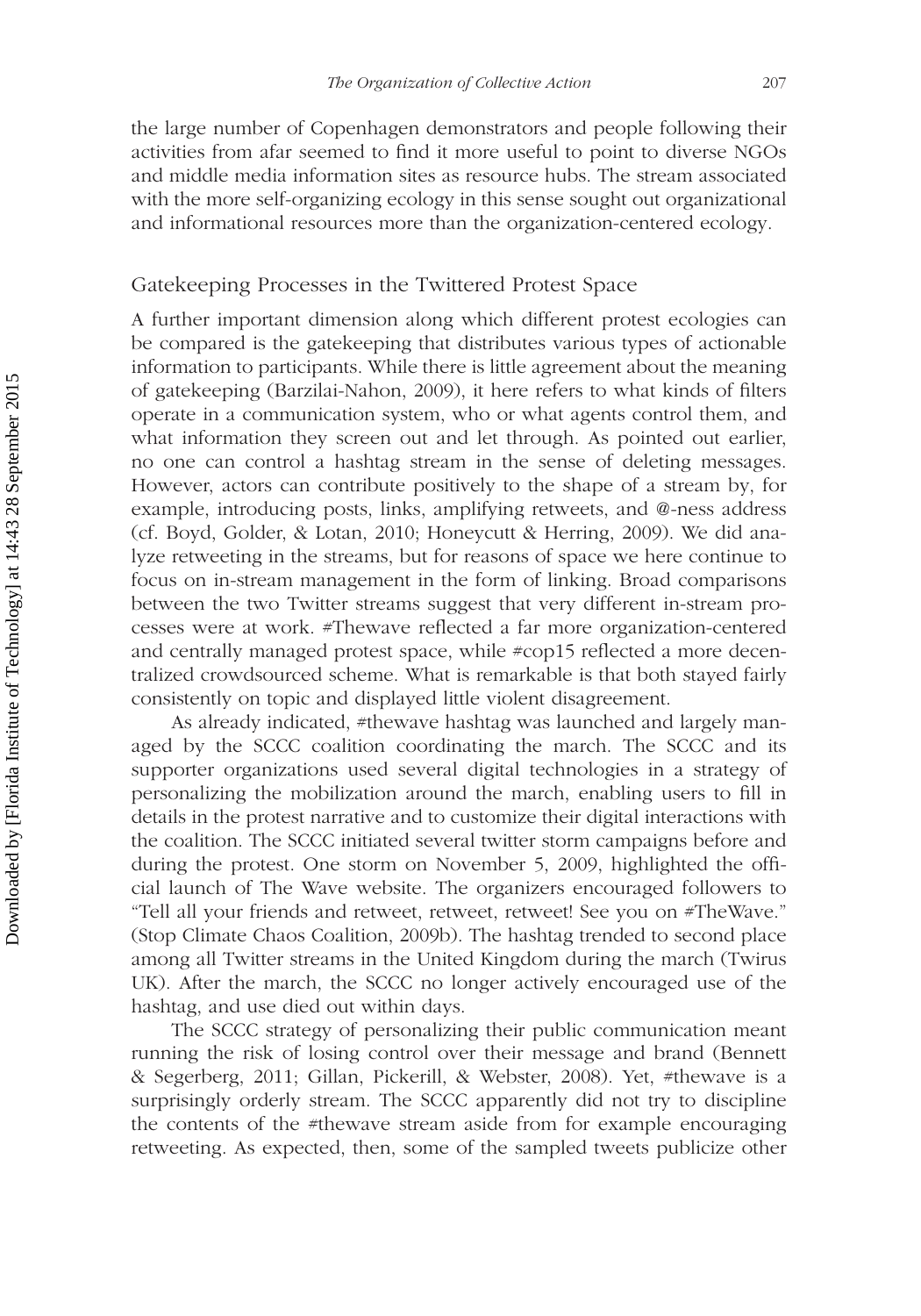the large number of Copenhagen demonstrators and people following their activities from afar seemed to find it more useful to point to diverse NGOs and middle media information sites as resource hubs. The stream associated with the more self-organizing ecology in this sense sought out organizational and informational resources more than the organization-centered ecology.

## Gatekeeping Processes in the Twittered Protest Space

A further important dimension along which different protest ecologies can be compared is the gatekeeping that distributes various types of actionable information to participants. While there is little agreement about the meaning of gatekeeping (Barzilai-Nahon, 2009), it here refers to what kinds of filters operate in a communication system, who or what agents control them, and what information they screen out and let through. As pointed out earlier, no one can control a hashtag stream in the sense of deleting messages. However, actors can contribute positively to the shape of a stream by, for example, introducing posts, links, amplifying retweets, and @-ness address (cf. Boyd, Golder, & Lotan, 2010; Honeycutt & Herring, 2009). We did analyze retweeting in the streams, but for reasons of space we here continue to focus on in-stream management in the form of linking. Broad comparisons between the two Twitter streams suggest that very different in-stream processes were at work. #Thewave reflected a far more organization-centered and centrally managed protest space, while #cop15 reflected a more decentralized crowdsourced scheme. What is remarkable is that both stayed fairly consistently on topic and displayed little violent disagreement.

As already indicated, #thewave hashtag was launched and largely managed by the SCCC coalition coordinating the march. The SCCC and its supporter organizations used several digital technologies in a strategy of personalizing the mobilization around the march, enabling users to fill in details in the protest narrative and to customize their digital interactions with the coalition. The SCCC initiated several twitter storm campaigns before and during the protest. One storm on November 5, 2009, highlighted the official launch of The Wave website. The organizers encouraged followers to "Tell all your friends and retweet, retweet, retweet! See you on #TheWave." (Stop Climate Chaos Coalition, 2009b). The hashtag trended to second place among all Twitter streams in the United Kingdom during the march (Twirus UK). After the march, the SCCC no longer actively encouraged use of the hashtag, and use died out within days.

The SCCC strategy of personalizing their public communication meant running the risk of losing control over their message and brand (Bennett & Segerberg, 2011; Gillan, Pickerill, & Webster, 2008). Yet, #thewave is a surprisingly orderly stream. The SCCC apparently did not try to discipline the contents of the #thewave stream aside from for example encouraging retweeting. As expected, then, some of the sampled tweets publicize other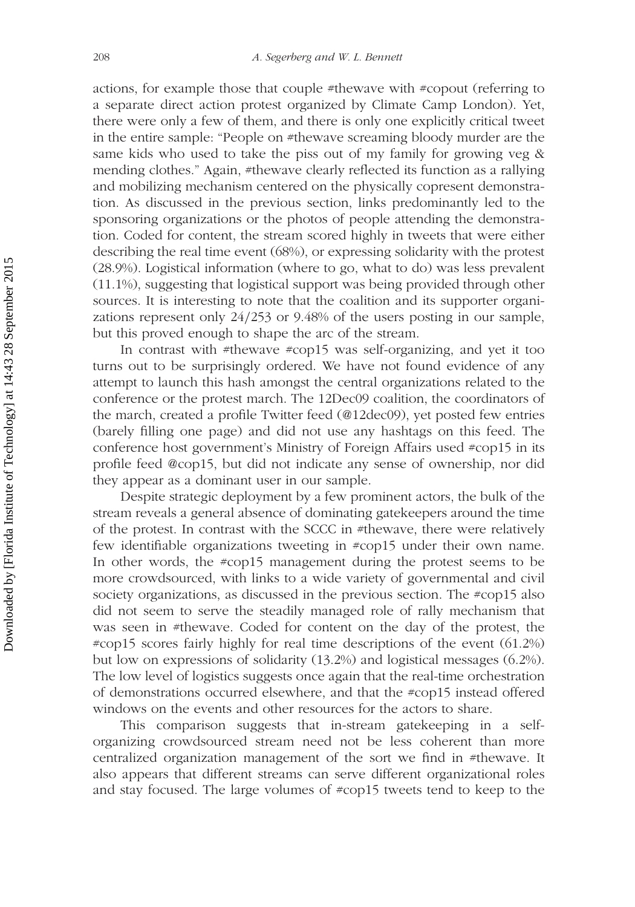actions, for example those that couple #thewave with #copout (referring to a separate direct action protest organized by Climate Camp London). Yet, there were only a few of them, and there is only one explicitly critical tweet in the entire sample: "People on #thewave screaming bloody murder are the same kids who used to take the piss out of my family for growing veg & mending clothes." Again, #thewave clearly reflected its function as a rallying and mobilizing mechanism centered on the physically copresent demonstration. As discussed in the previous section, links predominantly led to the sponsoring organizations or the photos of people attending the demonstration. Coded for content, the stream scored highly in tweets that were either describing the real time event (68%), or expressing solidarity with the protest (28.9%). Logistical information (where to go, what to do) was less prevalent (11.1%), suggesting that logistical support was being provided through other sources. It is interesting to note that the coalition and its supporter organizations represent only 24/253 or 9.48% of the users posting in our sample, but this proved enough to shape the arc of the stream.

In contrast with #thewave #cop15 was self-organizing, and yet it too turns out to be surprisingly ordered. We have not found evidence of any attempt to launch this hash amongst the central organizations related to the conference or the protest march. The 12Dec09 coalition, the coordinators of the march, created a profile Twitter feed (@12dec09), yet posted few entries (barely filling one page) and did not use any hashtags on this feed. The conference host government's Ministry of Foreign Affairs used #cop15 in its profile feed @cop15, but did not indicate any sense of ownership, nor did they appear as a dominant user in our sample.

Despite strategic deployment by a few prominent actors, the bulk of the stream reveals a general absence of dominating gatekeepers around the time of the protest. In contrast with the SCCC in #thewave, there were relatively few identifiable organizations tweeting in #cop15 under their own name. In other words, the #cop15 management during the protest seems to be more crowdsourced, with links to a wide variety of governmental and civil society organizations, as discussed in the previous section. The #cop15 also did not seem to serve the steadily managed role of rally mechanism that was seen in #thewave. Coded for content on the day of the protest, the #cop15 scores fairly highly for real time descriptions of the event (61.2%) but low on expressions of solidarity (13.2%) and logistical messages (6.2%). The low level of logistics suggests once again that the real-time orchestration of demonstrations occurred elsewhere, and that the #cop15 instead offered windows on the events and other resources for the actors to share.

This comparison suggests that in-stream gatekeeping in a self-organizing crowdsourced stream need not be less coherent than more centralized organization management of the sort we find in #thewave. It also appears that different streams can serve different organizational roles and stay focused. The large volumes of #cop15 tweets tend to keep to the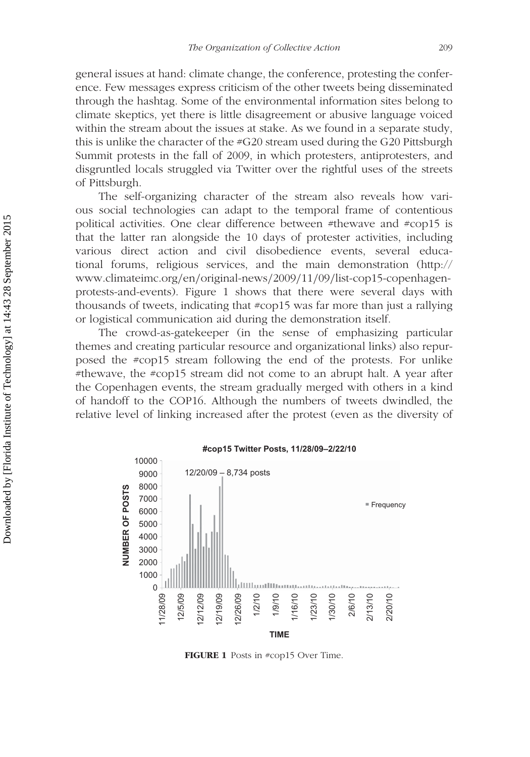general issues at hand: climate change, the conference, protesting the conference. Few messages express criticism of the other tweets being disseminated through the hashtag. Some of the environmental information sites belong to climate skeptics, yet there is little disagreement or abusive language voiced within the stream about the issues at stake. As we found in a separate study, this is unlike the character of the #G20 stream used during the G20 Pittsburgh Summit protests in the fall of 2009, in which protesters, antiprotesters, and disgruntled locals struggled via Twitter over the rightful uses of the streets of Pittsburgh.

The self-organizing character of the stream also reveals how various social technologies can adapt to the temporal frame of contentious political activities. One clear difference between #thewave and #cop15 is that the latter ran alongside the 10 days of protester activities, including various direct action and civil disobedience events, several educational forums, religious services, and the main demonstration (http://www.climateimc.org/en/original-news/2009/11/09/list-cop15-copenhagen-protests-and-events). Figure 1 shows that there were several days with thousands of tweets, indicating that #cop15 was far more than just a rallying or logistical communication aid during the demonstration itself.

The crowd-as-gatekeeper (in the sense of emphasizing particular themes and creating particular resource and organizational links) also repurposed the #cop15 stream following the end of the protests. For unlike #thewave, the #cop15 stream did not come to an abrupt halt. A year after the Copenhagen events, the stream gradually merged with others in a kind of handoff to the COP16. Although the numbers of tweets dwindled, the relative level of linking increased after the protest (even as the diversity of

**#cop15 Twitter Posts, 11/28/09–2/22/10**

12/20/09 – 8,734 posts

NUMBER OF POSTS (0–10000); TIME (11/28/09, 12/5/09, 12/12/09, 12/19/09, 12/26/09, 1/2/10, 1/9/10, 1/16/10, 1/23/10, 1/30/10, 2/6/10, 2/13/10, 2/20/10); Frequency

**FIGURE 1** Posts in #cop15 Over Time.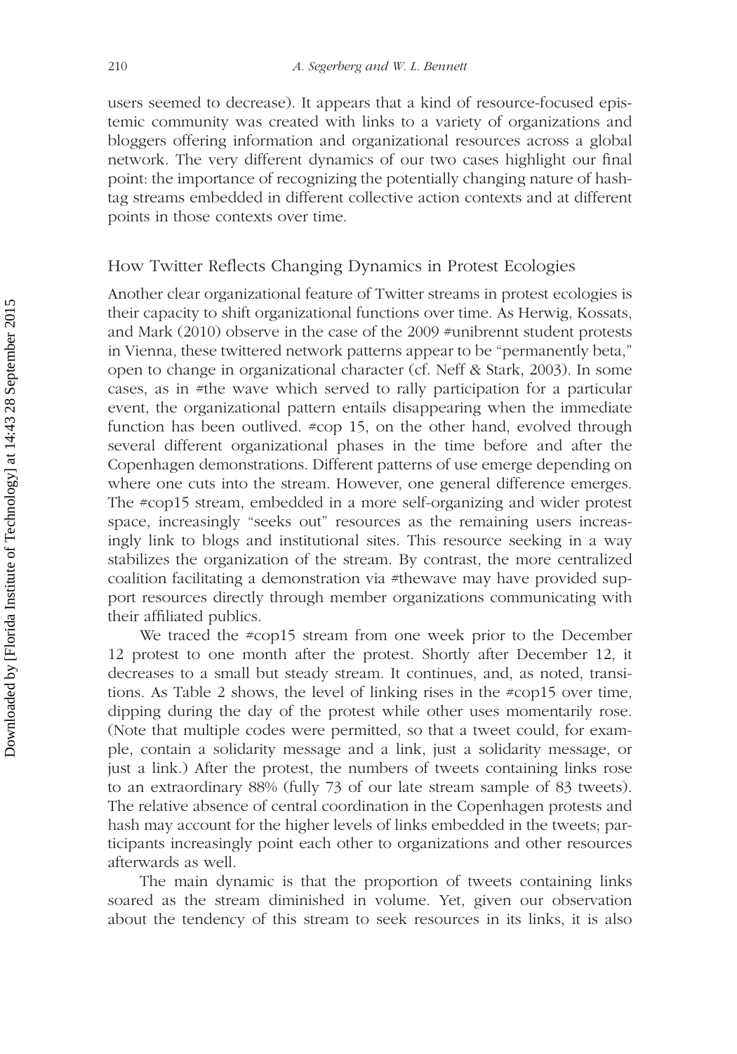users seemed to decrease). It appears that a kind of resource-focused epistemic community was created with links to a variety of organizations and bloggers offering information and organizational resources across a global network. The very different dynamics of our two cases highlight our final point: the importance of recognizing the potentially changing nature of hashtag streams embedded in different collective action contexts and at different points in those contexts over time.

## How Twitter Reflects Changing Dynamics in Protest Ecologies

Another clear organizational feature of Twitter streams in protest ecologies is their capacity to shift organizational functions over time. As Herwig, Kossats, and Mark (2010) observe in the case of the 2009 #unibrennt student protests in Vienna, these twittered network patterns appear to be "permanently beta," open to change in organizational character (cf. Neff & Stark, 2003). In some cases, as in #the wave which served to rally participation for a particular event, the organizational pattern entails disappearing when the immediate function has been outlived. #cop 15, on the other hand, evolved through several different organizational phases in the time before and after the Copenhagen demonstrations. Different patterns of use emerge depending on where one cuts into the stream. However, one general difference emerges. The #cop15 stream, embedded in a more self-organizing and wider protest space, increasingly "seeks out" resources as the remaining users increasingly link to blogs and institutional sites. This resource seeking in a way stabilizes the organization of the stream. By contrast, the more centralized coalition facilitating a demonstration via #thewave may have provided support resources directly through member organizations communicating with their affiliated publics.

We traced the #cop15 stream from one week prior to the December 12 protest to one month after the protest. Shortly after December 12, it decreases to a small but steady stream. It continues, and, as noted, transitions. As Table 2 shows, the level of linking rises in the #cop15 over time, dipping during the day of the protest while other uses momentarily rose. (Note that multiple codes were permitted, so that a tweet could, for example, contain a solidarity message and a link, just a solidarity message, or just a link.) After the protest, the numbers of tweets containing links rose to an extraordinary 88% (fully 73 of our late stream sample of 83 tweets). The relative absence of central coordination in the Copenhagen protests and hash may account for the higher levels of links embedded in the tweets; participants increasingly point each other to organizations and other resources afterwards as well.

The main dynamic is that the proportion of tweets containing links soared as the stream diminished in volume. Yet, given our observation about the tendency of this stream to seek resources in its links, it is also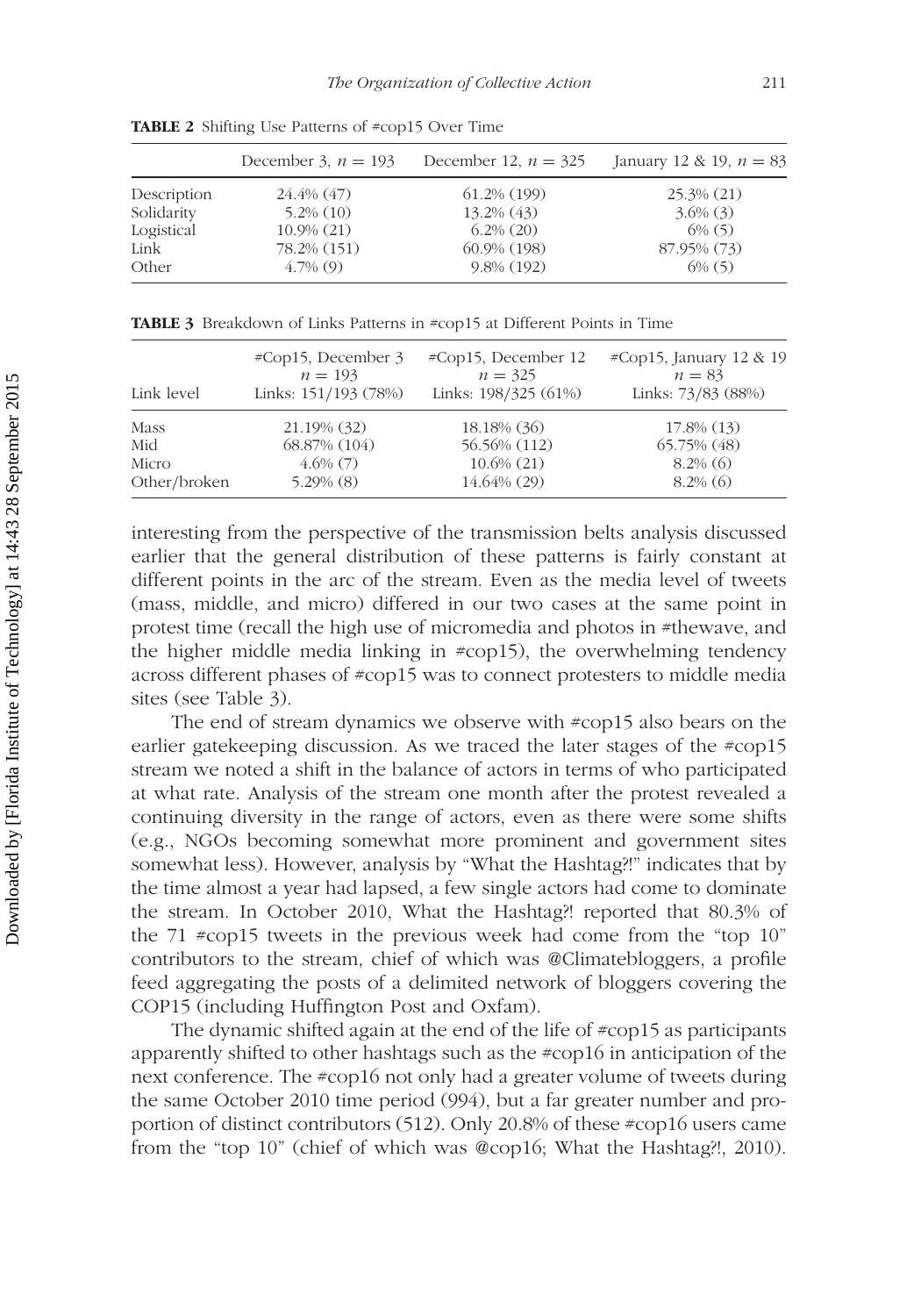**TABLE 2** Shifting Use Patterns of #cop15 Over Time

| | December 3, $n = 193$ | December 12, $n = 325$ | January 12 & 19, $n = 83$ |
|---|---|---|---|
| Description | 24.4% (47) | 61.2% (199) | 25.3% (21) |
| Solidarity | 5.2% (10) | 13.2% (43) | 3.6% (3) |
| Logistical | 10.9% (21) | 6.2% (20) | 6% (5) |
| Link | 78.2% (151) | 60.9% (198) | 87.95% (73) |
| Other | 4.7% (9) | 9.8% (192) | 6% (5) |

**TABLE 3** Breakdown of Links Patterns in #cop15 at Different Points in Time

| Link level | #Cop15, December 3 $n = 193$ Links: 151/193 (78%) | #Cop15, December 12 $n = 325$ Links: 198/325 (61%) | #Cop15, January 12 & 19 $n = 83$ Links: 73/83 (88%) |
|---|---|---|---|
| Mass | 21.19% (32) | 18.18% (36) | 17.8% (13) |
| Mid | 68.87% (104) | 56.56% (112) | 65.75% (48) |
| Micro | 4.6% (7) | 10.6% (21) | 8.2% (6) |
| Other/broken | 5.29% (8) | 14.64% (29) | 8.2% (6) |

interesting from the perspective of the transmission belts analysis discussed earlier that the general distribution of these patterns is fairly constant at different points in the arc of the stream. Even as the media level of tweets (mass, middle, and micro) differed in our two cases at the same point in protest time (recall the high use of micromedia and photos in #thewave, and the higher middle media linking in #cop15), the overwhelming tendency across different phases of #cop15 was to connect protesters to middle media sites (see Table 3).

The end of stream dynamics we observe with #cop15 also bears on the earlier gatekeeping discussion. As we traced the later stages of the #cop15 stream we noted a shift in the balance of actors in terms of who participated at what rate. Analysis of the stream one month after the protest revealed a continuing diversity in the range of actors, even as there were some shifts (e.g., NGOs becoming somewhat more prominent and government sites somewhat less). However, analysis by "What the Hashtag?!" indicates that by the time almost a year had lapsed, a few single actors had come to dominate the stream. In October 2010, What the Hashtag?! reported that 80.3% of the 71 #cop15 tweets in the previous week had come from the "top 10" contributors to the stream, chief of which was @Climatebloggers, a profile feed aggregating the posts of a delimited network of bloggers covering the COP15 (including Huffington Post and Oxfam).

The dynamic shifted again at the end of the life of #cop15 as participants apparently shifted to other hashtags such as the #cop16 in anticipation of the next conference. The #cop16 not only had a greater volume of tweets during the same October 2010 time period (994), but a far greater number and proportion of distinct contributors (512). Only 20.8% of these #cop16 users came from the "top 10" (chief of which was @cop16; What the Hashtag?!, 2010).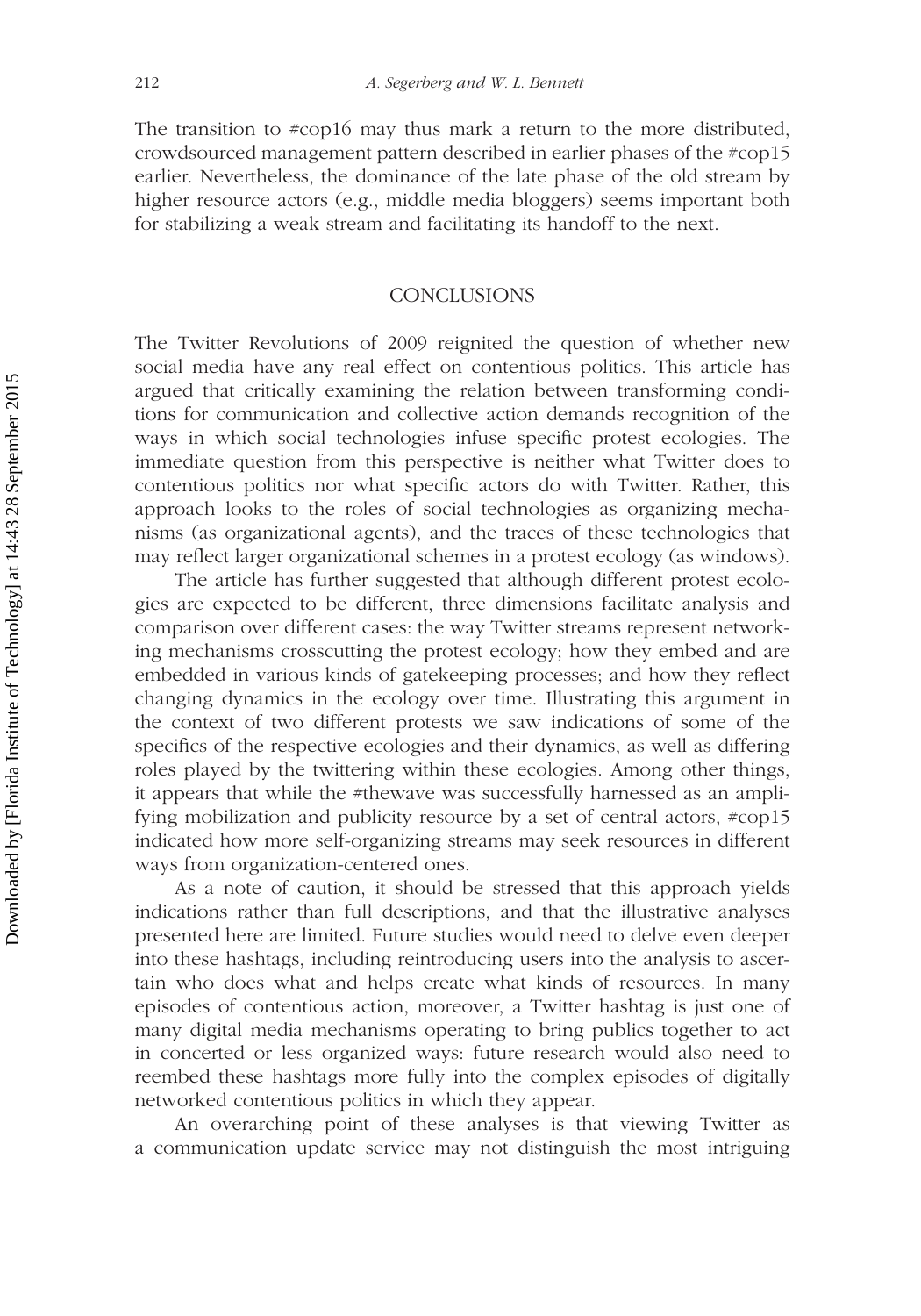The transition to #cop16 may thus mark a return to the more distributed, crowdsourced management pattern described in earlier phases of the #cop15 earlier. Nevertheless, the dominance of the late phase of the old stream by higher resource actors (e.g., middle media bloggers) seems important both for stabilizing a weak stream and facilitating its handoff to the next.

## CONCLUSIONS

The Twitter Revolutions of 2009 reignited the question of whether new social media have any real effect on contentious politics. This article has argued that critically examining the relation between transforming conditions for communication and collective action demands recognition of the ways in which social technologies infuse specific protest ecologies. The immediate question from this perspective is neither what Twitter does to contentious politics nor what specific actors do with Twitter. Rather, this approach looks to the roles of social technologies as organizing mechanisms (as organizational agents), and the traces of these technologies that may reflect larger organizational schemes in a protest ecology (as windows).

The article has further suggested that although different protest ecologies are expected to be different, three dimensions facilitate analysis and comparison over different cases: the way Twitter streams represent networking mechanisms crosscutting the protest ecology; how they embed and are embedded in various kinds of gatekeeping processes; and how they reflect changing dynamics in the ecology over time. Illustrating this argument in the context of two different protests we saw indications of some of the specifics of the respective ecologies and their dynamics, as well as differing roles played by the twittering within these ecologies. Among other things, it appears that while the #thewave was successfully harnessed as an amplifying mobilization and publicity resource by a set of central actors, #cop15 indicated how more self-organizing streams may seek resources in different ways from organization-centered ones.

As a note of caution, it should be stressed that this approach yields indications rather than full descriptions, and that the illustrative analyses presented here are limited. Future studies would need to delve even deeper into these hashtags, including reintroducing users into the analysis to ascertain who does what and helps create what kinds of resources. In many episodes of contentious action, moreover, a Twitter hashtag is just one of many digital media mechanisms operating to bring publics together to act in concerted or less organized ways: future research would also need to reembed these hashtags more fully into the complex episodes of digitally networked contentious politics in which they appear.

An overarching point of these analyses is that viewing Twitter as a communication update service may not distinguish the most intriguing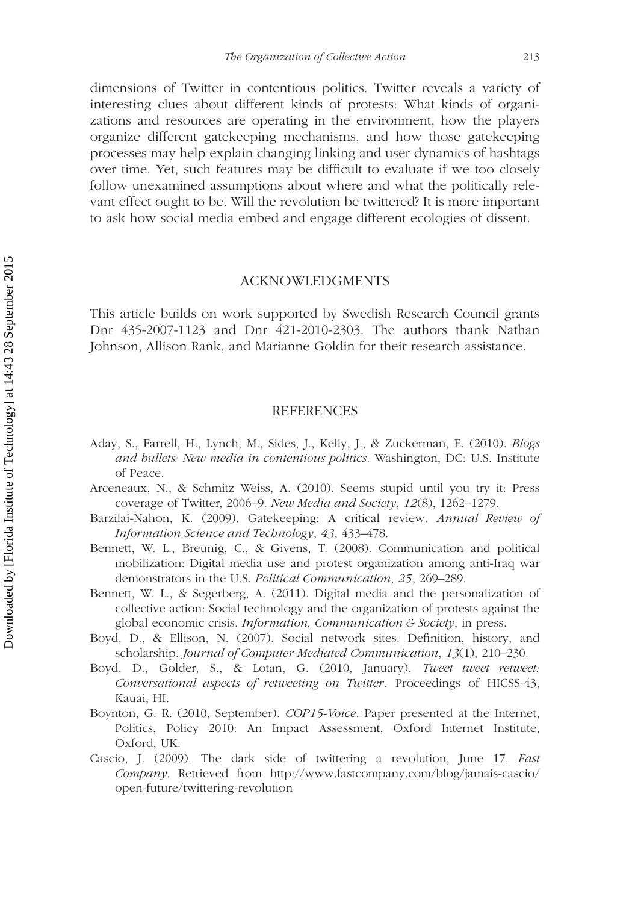dimensions of Twitter in contentious politics. Twitter reveals a variety of interesting clues about different kinds of protests: What kinds of organizations and resources are operating in the environment, how the players organize different gatekeeping mechanisms, and how those gatekeeping processes may help explain changing linking and user dynamics of hashtags over time. Yet, such features may be difficult to evaluate if we too closely follow unexamined assumptions about where and what the politically relevant effect ought to be. Will the revolution be twittered? It is more important to ask how social media embed and engage different ecologies of dissent.

## ACKNOWLEDGMENTS

This article builds on work supported by Swedish Research Council grants Dnr 435-2007-1123 and Dnr 421-2010-2303. The authors thank Nathan Johnson, Allison Rank, and Marianne Goldin for their research assistance.

## REFERENCES

Aday, S., Farrell, H., Lynch, M., Sides, J., Kelly, J., & Zuckerman, E. (2010). *Blogs and bullets: New media in contentious politics*. Washington, DC: U.S. Institute of Peace.

Arceneaux, N., & Schmitz Weiss, A. (2010). Seems stupid until you try it: Press coverage of Twitter, 2006–9. *New Media and Society*, *12*(8), 1262–1279.

Barzilai-Nahon, K. (2009). Gatekeeping: A critical review. *Annual Review of Information Science and Technology*, *43*, 433–478.

Bennett, W. L., Breunig, C., & Givens, T. (2008). Communication and political mobilization: Digital media use and protest organization among anti-Iraq war demonstrators in the U.S. *Political Communication*, *25*, 269–289.

Bennett, W. L., & Segerberg, A. (2011). Digital media and the personalization of collective action: Social technology and the organization of protests against the global economic crisis. *Information, Communication & Society*, in press.

Boyd, D., & Ellison, N. (2007). Social network sites: Definition, history, and scholarship. *Journal of Computer-Mediated Communication*, *13*(1), 210–230.

Boyd, D., Golder, S., & Lotan, G. (2010, January). *Tweet tweet retweet: Conversational aspects of retweeting on Twitter*. Proceedings of HICSS-43, Kauai, HI.

Boynton, G. R. (2010, September). *COP15-Voice*. Paper presented at the Internet, Politics, Policy 2010: An Impact Assessment, Oxford Internet Institute, Oxford, UK.

Cascio, J. (2009). The dark side of twittering a revolution, June 17. *Fast Company*. Retrieved from http://www.fastcompany.com/blog/jamais-cascio/open-future/twittering-revolution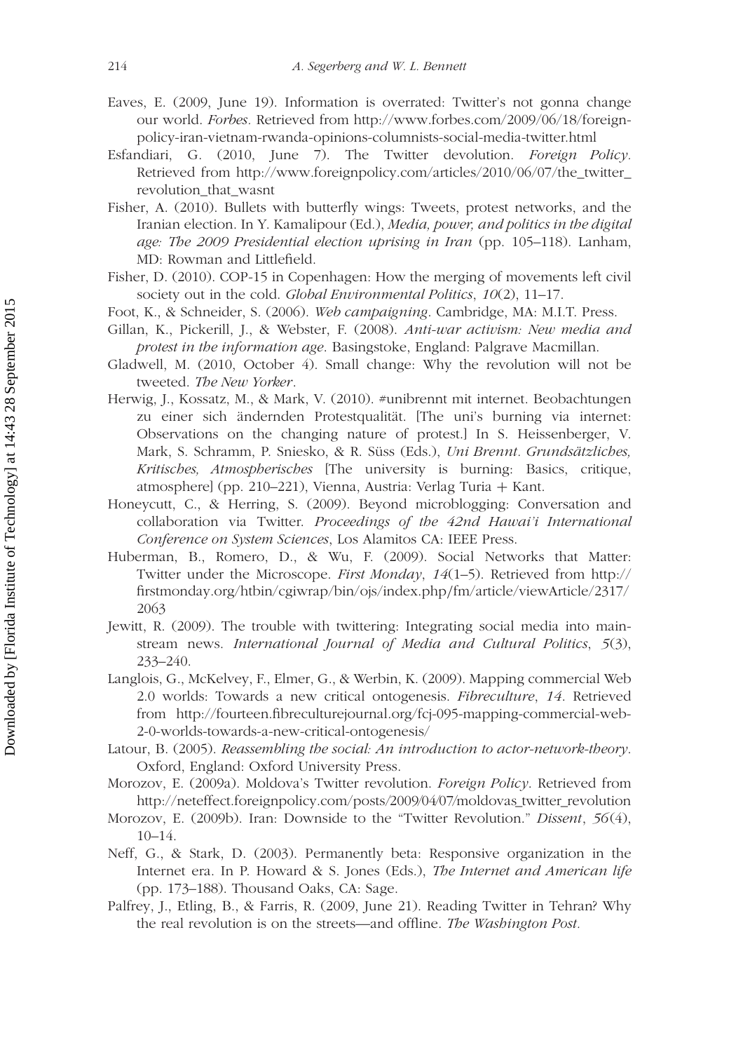Eaves, E. (2009, June 19). Information is overrated: Twitter's not gonna change our world. *Forbes*. Retrieved from http://www.forbes.com/2009/06/18/foreign-policy-iran-vietnam-rwanda-opinions-columnists-social-media-twitter.html

Esfandiari, G. (2010, June 7). The Twitter devolution. *Foreign Policy*. Retrieved from http://www.foreignpolicy.com/articles/2010/06/07/the_twitter_revolution_that_wasnt

Fisher, A. (2010). Bullets with butterfly wings: Tweets, protest networks, and the Iranian election. In Y. Kamalipour (Ed.), *Media, power, and politics in the digital age: The 2009 Presidential election uprising in Iran* (pp. 105–118). Lanham, MD: Rowman and Littlefield.

Fisher, D. (2010). COP-15 in Copenhagen: How the merging of movements left civil society out in the cold. *Global Environmental Politics*, *10*(2), 11–17.

Foot, K., & Schneider, S. (2006). *Web campaigning*. Cambridge, MA: M.I.T. Press.

Gillan, K., Pickerill, J., & Webster, F. (2008). *Anti-war activism: New media and protest in the information age*. Basingstoke, England: Palgrave Macmillan.

Gladwell, M. (2010, October 4). Small change: Why the revolution will not be tweeted. *The New Yorker*.

Herwig, J., Kossatz, M., & Mark, V. (2010). #unibrennt mit internet. Beobachtungen zu einer sich ändernden Protestqualität. [The uni's burning via internet: Observations on the changing nature of protest.] In S. Heissenberger, V. Mark, S. Schramm, P. Sniesko, & R. Süss (Eds.), *Uni Brennt. Grundsätzliches, Kritisches, Atmospherisches* [The university is burning: Basics, critique, atmosphere] (pp. 210–221), Vienna, Austria: Verlag Turia + Kant.

Honeycutt, C., & Herring, S. (2009). Beyond microblogging: Conversation and collaboration via Twitter. *Proceedings of the 42nd Hawai'i International Conference on System Sciences*, Los Alamitos CA: IEEE Press.

Huberman, B., Romero, D., & Wu, F. (2009). Social Networks that Matter: Twitter under the Microscope. *First Monday*, *14*(1–5). Retrieved from http://firstmonday.org/htbin/cgiwrap/bin/ojs/index.php/fm/article/viewArticle/2317/2063

Jewitt, R. (2009). The trouble with twittering: Integrating social media into mainstream news. *International Journal of Media and Cultural Politics*, *5*(3), 233–240.

Langlois, G., McKelvey, F., Elmer, G., & Werbin, K. (2009). Mapping commercial Web 2.0 worlds: Towards a new critical ontogenesis. *Fibreculture*, *14*. Retrieved from http://fourteen.fibreculturejournal.org/fcj-095-mapping-commercial-web-2-0-worlds-towards-a-new-critical-ontogenesis/

Latour, B. (2005). *Reassembling the social: An introduction to actor-network-theory*. Oxford, England: Oxford University Press.

Morozov, E. (2009a). Moldova's Twitter revolution. *Foreign Policy*. Retrieved from http://neteffect.foreignpolicy.com/posts/2009/04/07/moldovas_twitter_revolution

Morozov, E. (2009b). Iran: Downside to the "Twitter Revolution." *Dissent*, *56*(4), 10–14.

Neff, G., & Stark, D. (2003). Permanently beta: Responsive organization in the Internet era. In P. Howard & S. Jones (Eds.), *The Internet and American life* (pp. 173–188). Thousand Oaks, CA: Sage.

Palfrey, J., Etling, B., & Farris, R. (2009, June 21). Reading Twitter in Tehran? Why the real revolution is on the streets—and offline. *The Washington Post*.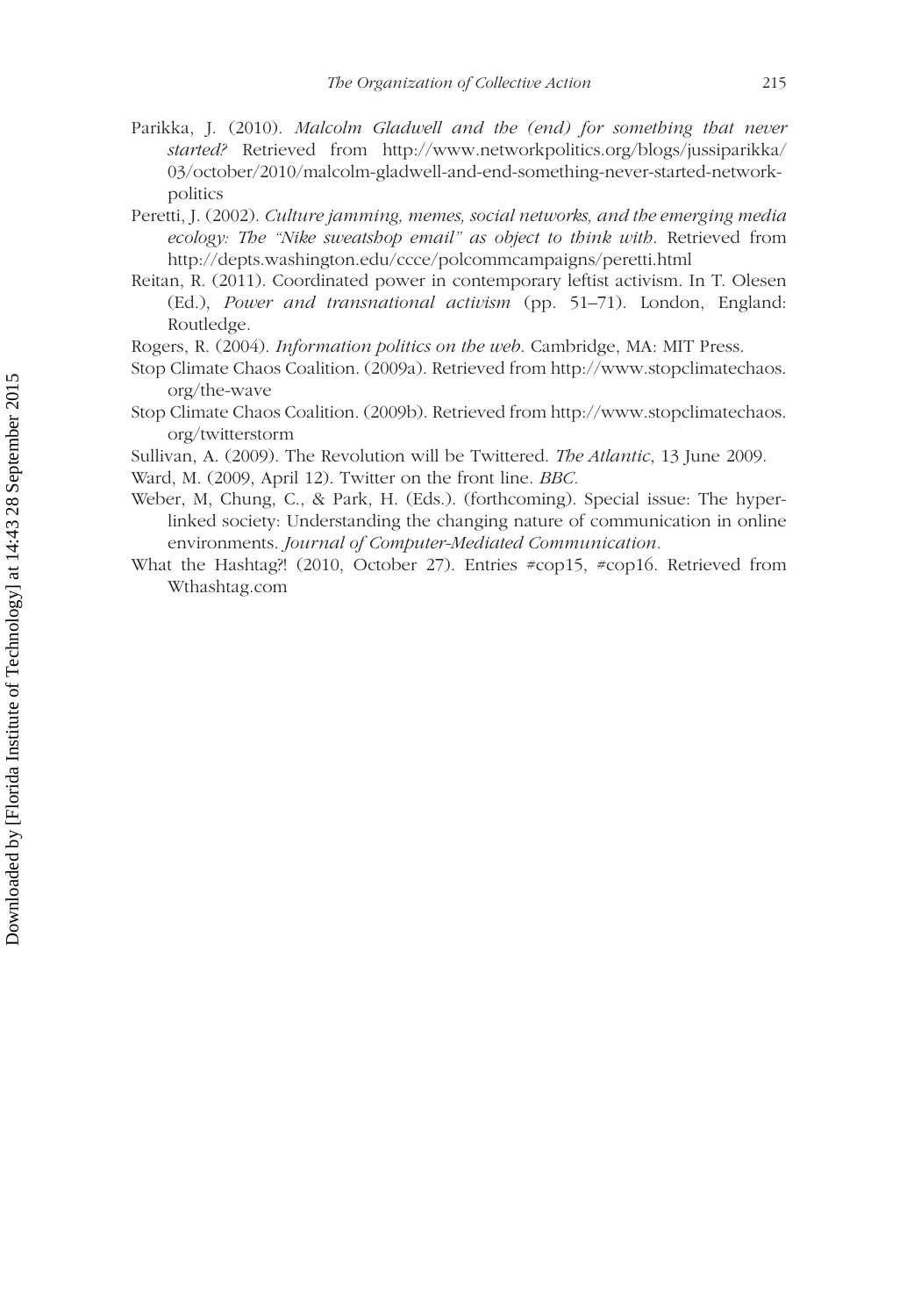Parikka, J. (2010). *Malcolm Gladwell and the (end) for something that never started?* Retrieved from http://www.networkpolitics.org/blogs/jussiparikka/03/october/2010/malcolm-gladwell-and-end-something-never-started-network-politics

Peretti, J. (2002). *Culture jamming, memes, social networks, and the emerging media ecology: The "Nike sweatshop email" as object to think with*. Retrieved from http://depts.washington.edu/ccce/polcommcampaigns/peretti.html

Reitan, R. (2011). Coordinated power in contemporary leftist activism. In T. Olesen (Ed.), *Power and transnational activism* (pp. 51–71). London, England: Routledge.

Rogers, R. (2004). *Information politics on the web*. Cambridge, MA: MIT Press.

Stop Climate Chaos Coalition. (2009a). Retrieved from http://www.stopclimatechaos.org/the-wave

Stop Climate Chaos Coalition. (2009b). Retrieved from http://www.stopclimatechaos.org/twitterstorm

Sullivan, A. (2009). The Revolution will be Twittered. *The Atlantic*, 13 June 2009.

Ward, M. (2009, April 12). Twitter on the front line. *BBC*.

Weber, M, Chung, C., & Park, H. (Eds.). (forthcoming). Special issue: The hyperlinked society: Understanding the changing nature of communication in online environments. *Journal of Computer-Mediated Communication*.

What the Hashtag?! (2010, October 27). Entries #cop15, #cop16. Retrieved from Wthashtag.com